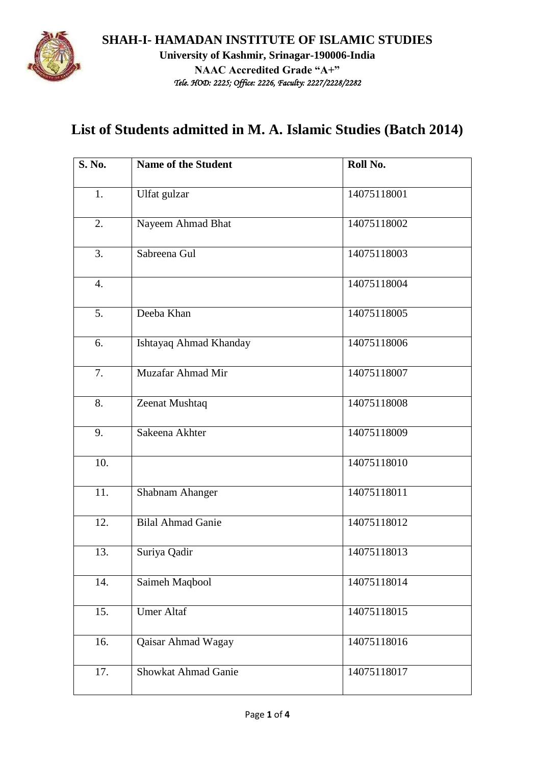**SHAH-I- HAMADAN INSTITUTE OF ISLAMIC STUDIES**

**University of Kashmir, Srinagar-190006-India**

**NAAC Accredited Grade "A+"**

*Tele. HOD: 2225; Office: 2226, Faculty: 2227/2228/2282*

# List of Students admitted in M. A. Islamic Studies (Batch 2014)

| S. No. | Name of the Student | Roll No. |
|---|---|---|
| 1. | Ulfat gulzar | 14075118001 |
| 2. | Nayeem Ahmad Bhat | 14075118002 |
| 3. | Sabreena Gul | 14075118003 |
| 4. | | 14075118004 |
| 5. | Deeba Khan | 14075118005 |
| 6. | Ishtayaq Ahmad Khanday | 14075118006 |
| 7. | Muzafar Ahmad Mir | 14075118007 |
| 8. | Zeenat Mushtaq | 14075118008 |
| 9. | Sakeena Akhter | 14075118009 |
| 10. | | 14075118010 |
| 11. | Shabnam Ahanger | 14075118011 |
| 12. | Bilal Ahmad Ganie | 14075118012 |
| 13. | Suriya Qadir | 14075118013 |
| 14. | Saimeh Maqbool | 14075118014 |
| 15. | Umer Altaf | 14075118015 |
| 16. | Qaisar Ahmad Wagay | 14075118016 |
| 17. | Showkat Ahmad Ganie | 14075118017 |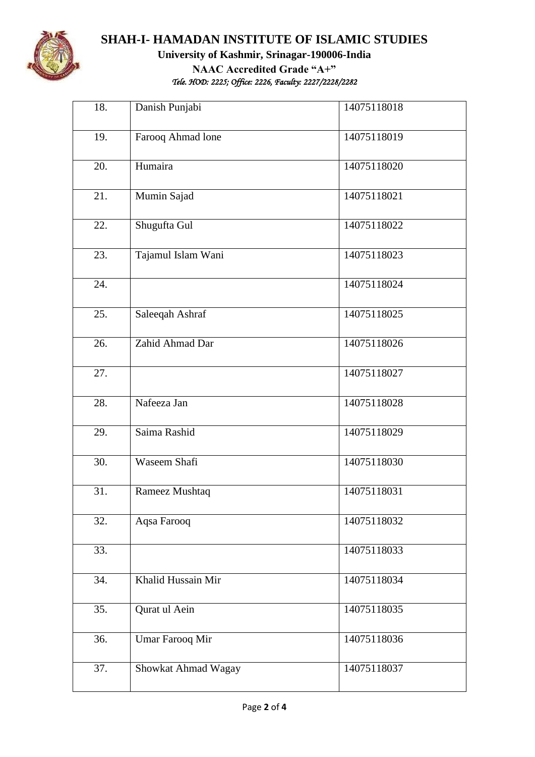# SHAH-I- HAMADAN INSTITUTE OF ISLAMIC STUDIES

**University of Kashmir, Srinagar-190006-India**

**NAAC Accredited Grade "A+"**

*Tele. HOD: 2225; Office: 2226, Faculty: 2227/2228/2282*

| | | |
|---|---|---|
| 18. | Danish Punjabi | 14075118018 |
| 19. | Farooq Ahmad lone | 14075118019 |
| 20. | Humaira | 14075118020 |
| 21. | Mumin Sajad | 14075118021 |
| 22. | Shugufta Gul | 14075118022 |
| 23. | Tajamul Islam Wani | 14075118023 |
| 24. | | 14075118024 |
| 25. | Saleeqah Ashraf | 14075118025 |
| 26. | Zahid Ahmad Dar | 14075118026 |
| 27. | | 14075118027 |
| 28. | Nafeeza Jan | 14075118028 |
| 29. | Saima Rashid | 14075118029 |
| 30. | Waseem Shafi | 14075118030 |
| 31. | Rameez Mushtaq | 14075118031 |
| 32. | Aqsa Farooq | 14075118032 |
| 33. | | 14075118033 |
| 34. | Khalid Hussain Mir | 14075118034 |
| 35. | Qurat ul Aein | 14075118035 |
| 36. | Umar Farooq Mir | 14075118036 |
| 37. | Showkat Ahmad Wagay | 14075118037 |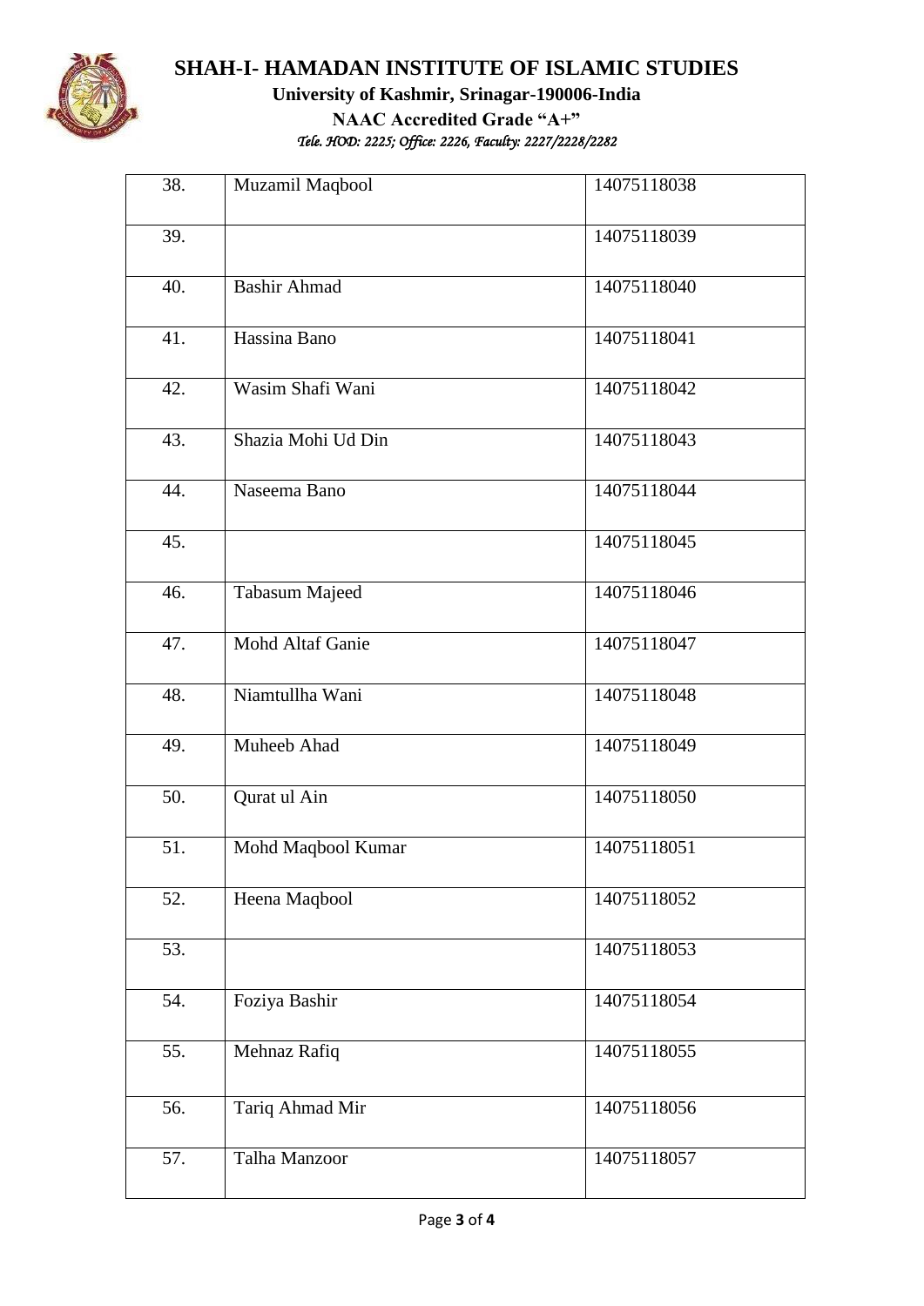# SHAH-I- HAMADAN INSTITUTE OF ISLAMIC STUDIES

**University of Kashmir, Srinagar-190006-India**

**NAAC Accredited Grade "A+"**

*Tele. HOD: 2225; Office: 2226, Faculty: 2227/2228/2282*

| | | |
|---|---|---|
| 38. | Muzamil Maqbool | 14075118038 |
| 39. | | 14075118039 |
| 40. | Bashir Ahmad | 14075118040 |
| 41. | Hassina Bano | 14075118041 |
| 42. | Wasim Shafi Wani | 14075118042 |
| 43. | Shazia Mohi Ud Din | 14075118043 |
| 44. | Naseema Bano | 14075118044 |
| 45. | | 14075118045 |
| 46. | Tabasum Majeed | 14075118046 |
| 47. | Mohd Altaf Ganie | 14075118047 |
| 48. | Niamtullha Wani | 14075118048 |
| 49. | Muheeb Ahad | 14075118049 |
| 50. | Qurat ul Ain | 14075118050 |
| 51. | Mohd Maqbool Kumar | 14075118051 |
| 52. | Heena Maqbool | 14075118052 |
| 53. | | 14075118053 |
| 54. | Foziya Bashir | 14075118054 |
| 55. | Mehnaz Rafiq | 14075118055 |
| 56. | Tariq Ahmad Mir | 14075118056 |
| 57. | Talha Manzoor | 14075118057 |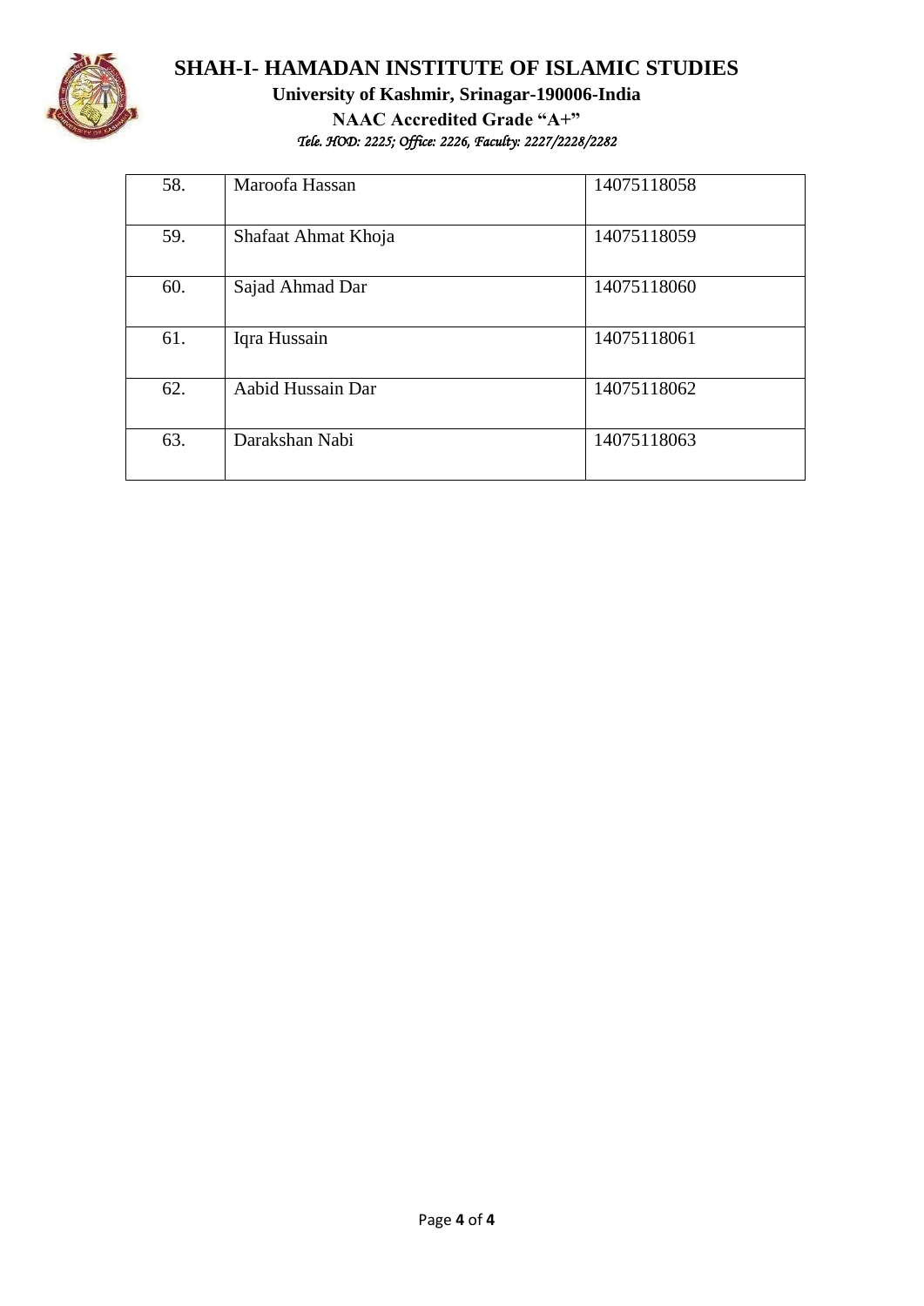# SHAH-I- HAMADAN INSTITUTE OF ISLAMIC STUDIES

**University of Kashmir, Srinagar-190006-India**

**NAAC Accredited Grade "A+"**

*Tele. HOD: 2225; Office: 2226, Faculty: 2227/2228/2282*

| | | |
|---|---|---|
| 58. | Maroofa Hassan | 14075118058 |
| 59. | Shafaat Ahmat Khoja | 14075118059 |
| 60. | Sajad Ahmad Dar | 14075118060 |
| 61. | Iqra Hussain | 14075118061 |
| 62. | Aabid Hussain Dar | 14075118062 |
| 63. | Darakshan Nabi | 14075118063 |